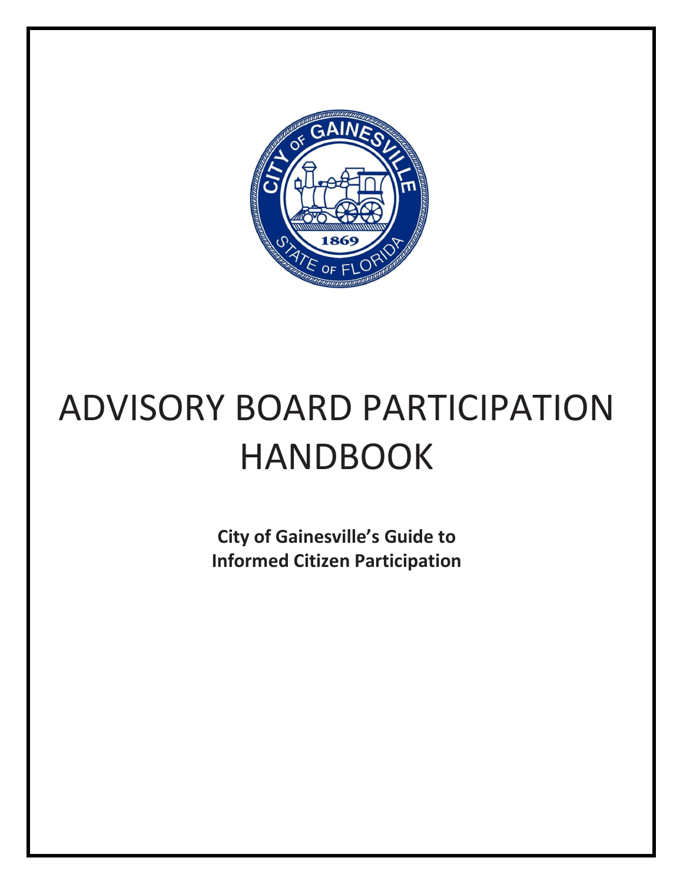# ADVISORY BOARD PARTICIPATION HANDBOOK

**City of Gainesville's Guide to Informed Citizen Participation**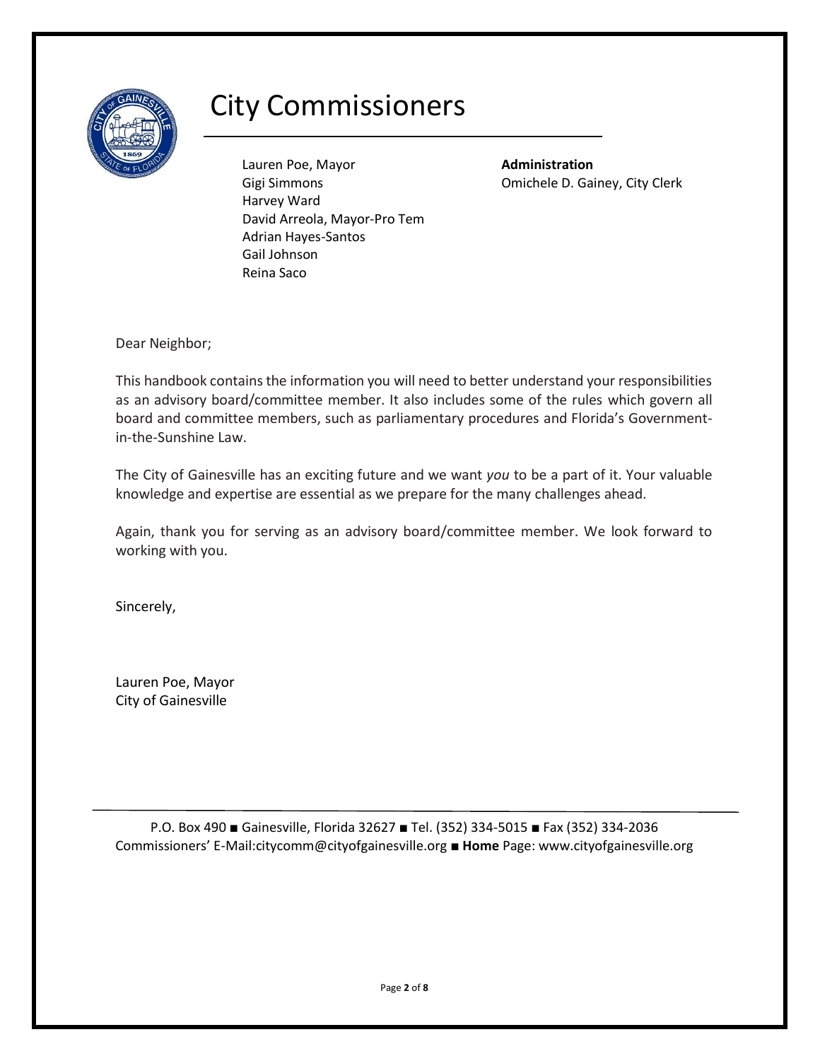# City Commissioners

Lauren Poe, Mayor
Gigi Simmons
Harvey Ward
David Arreola, Mayor-Pro Tem
Adrian Hayes-Santos
Gail Johnson
Reina Saco

**Administration**
Omichele D. Gainey, City Clerk

Dear Neighbor;

This handbook contains the information you will need to better understand your responsibilities as an advisory board/committee member. It also includes some of the rules which govern all board and committee members, such as parliamentary procedures and Florida's Government-in-the-Sunshine Law.

The City of Gainesville has an exciting future and we want *you* to be a part of it. Your valuable knowledge and expertise are essential as we prepare for the many challenges ahead.

Again, thank you for serving as an advisory board/committee member. We look forward to working with you.

Sincerely,

Lauren Poe, Mayor
City of Gainesville

P.O. Box 490 ■ Gainesville, Florida 32627 ■ Tel. (352) 334-5015 ■ Fax (352) 334-2036
Commissioners' E-Mail:citycomm@cityofgainesville.org ■ **Home** Page: www.cityofgainesville.org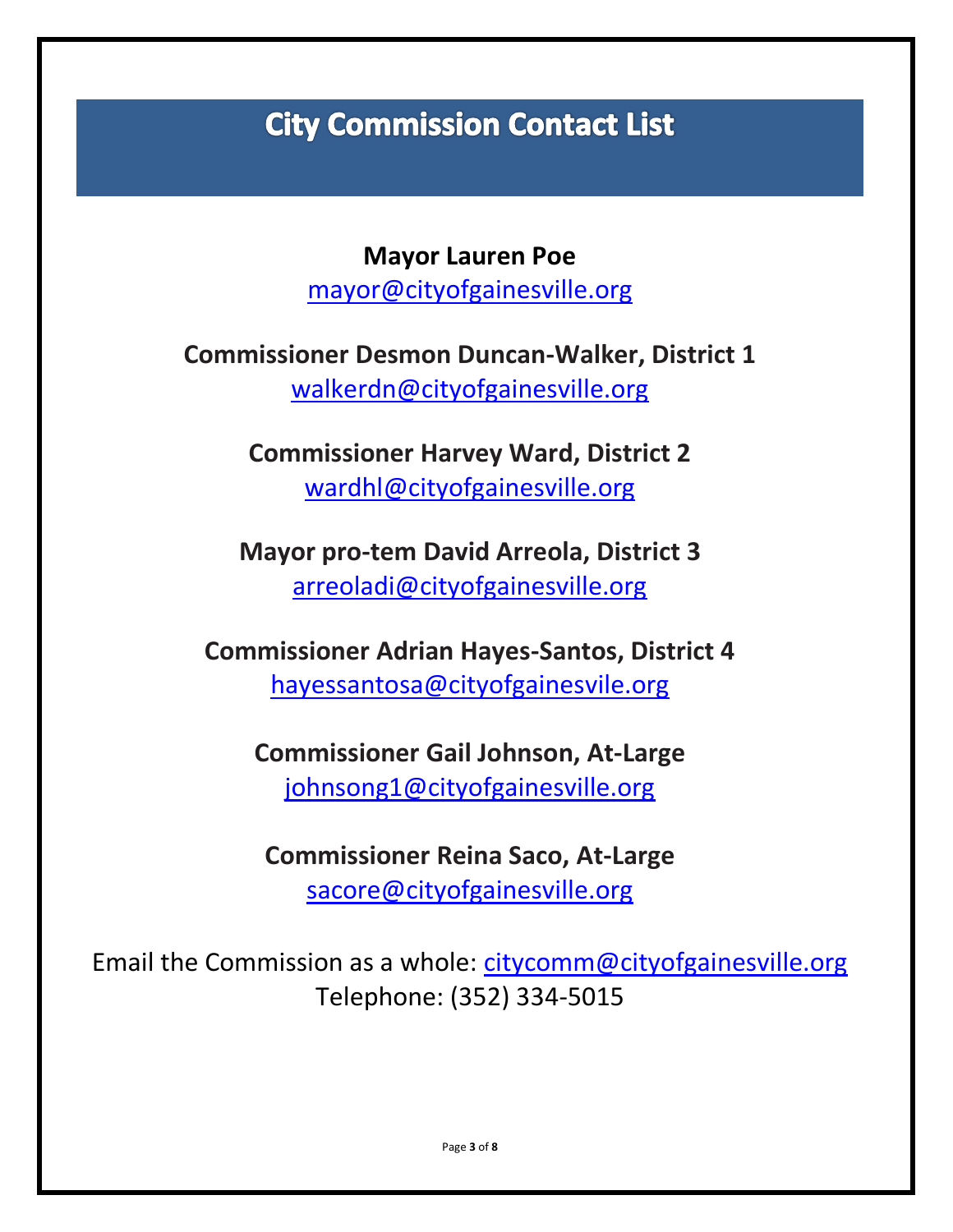# City Commission Contact List

**Mayor Lauren Poe**
mayor@cityofgainesville.org

**Commissioner Desmon Duncan-Walker, District 1**
walkerdn@cityofgainesville.org

**Commissioner Harvey Ward, District 2**
wardhl@cityofgainesville.org

**Mayor pro-tem David Arreola, District 3**
arreoladi@cityofgainesville.org

**Commissioner Adrian Hayes-Santos, District 4**
hayessantosa@cityofgainesvile.org

**Commissioner Gail Johnson, At-Large**
johnsong1@cityofgainesville.org

**Commissioner Reina Saco, At-Large**
sacore@cityofgainesville.org

Email the Commission as a whole: citycomm@cityofgainesville.org
Telephone: (352) 334-5015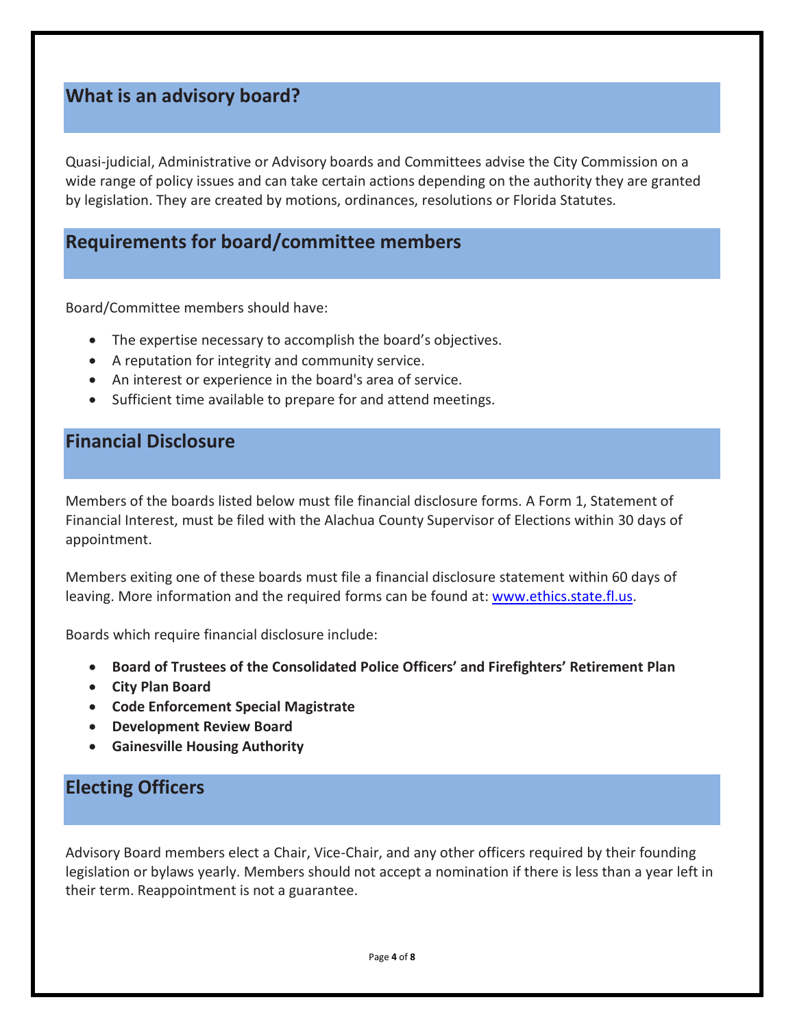## What is an advisory board?

Quasi-judicial, Administrative or Advisory boards and Committees advise the City Commission on a wide range of policy issues and can take certain actions depending on the authority they are granted by legislation. They are created by motions, ordinances, resolutions or Florida Statutes.

## Requirements for board/committee members

Board/Committee members should have:

- The expertise necessary to accomplish the board's objectives.
- A reputation for integrity and community service.
- An interest or experience in the board's area of service.
- Sufficient time available to prepare for and attend meetings.

## Financial Disclosure

Members of the boards listed below must file financial disclosure forms. A Form 1, Statement of Financial Interest, must be filed with the Alachua County Supervisor of Elections within 30 days of appointment.

Members exiting one of these boards must file a financial disclosure statement within 60 days of leaving. More information and the required forms can be found at: [www.ethics.state.fl.us](http://www.ethics.state.fl.us).

Boards which require financial disclosure include:

- **Board of Trustees of the Consolidated Police Officers' and Firefighters' Retirement Plan**
- **City Plan Board**
- **Code Enforcement Special Magistrate**
- **Development Review Board**
- **Gainesville Housing Authority**

## Electing Officers

Advisory Board members elect a Chair, Vice-Chair, and any other officers required by their founding legislation or bylaws yearly. Members should not accept a nomination if there is less than a year left in their term. Reappointment is not a guarantee.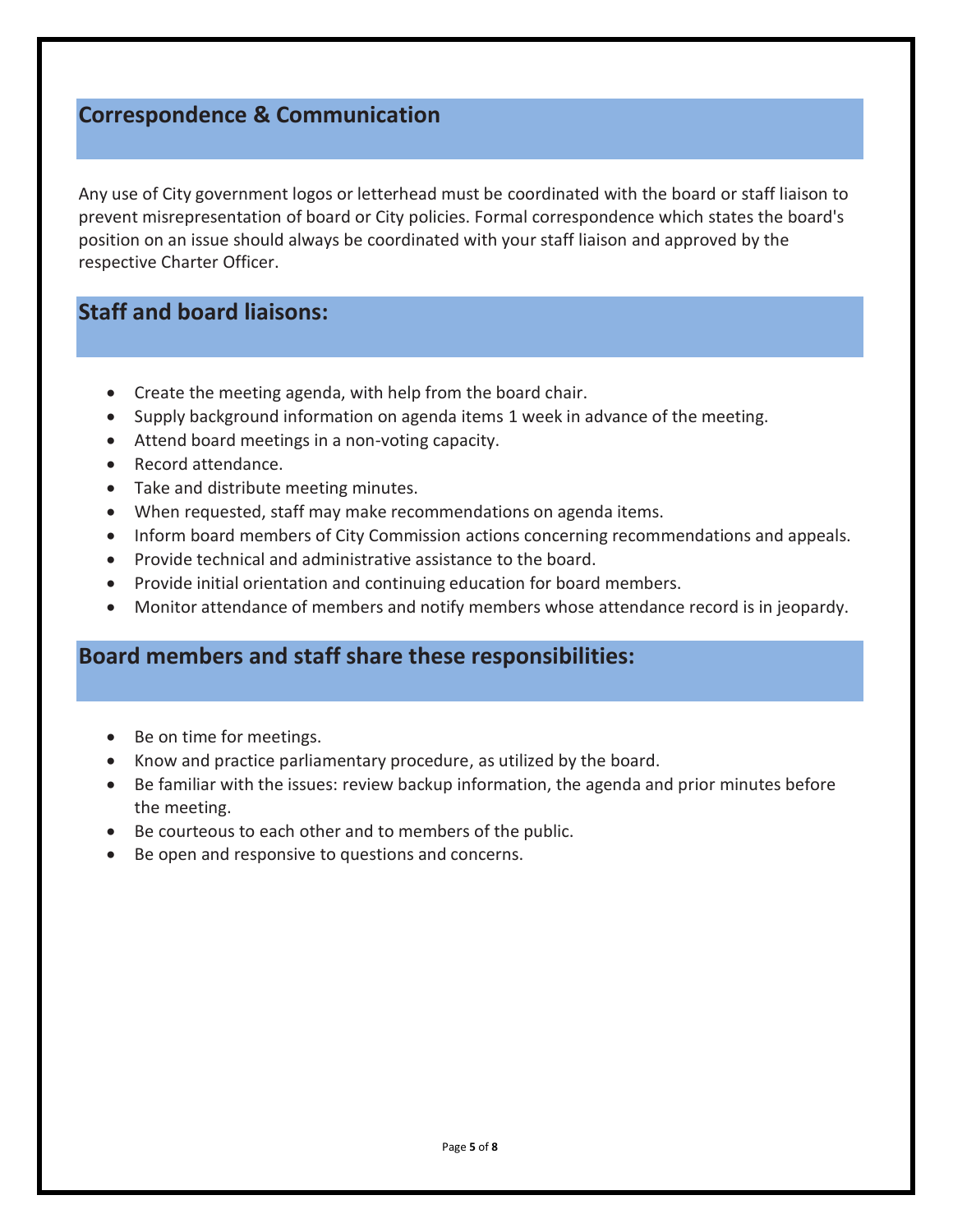## Correspondence & Communication

Any use of City government logos or letterhead must be coordinated with the board or staff liaison to prevent misrepresentation of board or City policies. Formal correspondence which states the board's position on an issue should always be coordinated with your staff liaison and approved by the respective Charter Officer.

## Staff and board liaisons:

- Create the meeting agenda, with help from the board chair.
- Supply background information on agenda items 1 week in advance of the meeting.
- Attend board meetings in a non-voting capacity.
- Record attendance.
- Take and distribute meeting minutes.
- When requested, staff may make recommendations on agenda items.
- Inform board members of City Commission actions concerning recommendations and appeals.
- Provide technical and administrative assistance to the board.
- Provide initial orientation and continuing education for board members.
- Monitor attendance of members and notify members whose attendance record is in jeopardy.

## Board members and staff share these responsibilities:

- Be on time for meetings.
- Know and practice parliamentary procedure, as utilized by the board.
- Be familiar with the issues: review backup information, the agenda and prior minutes before the meeting.
- Be courteous to each other and to members of the public.
- Be open and responsive to questions and concerns.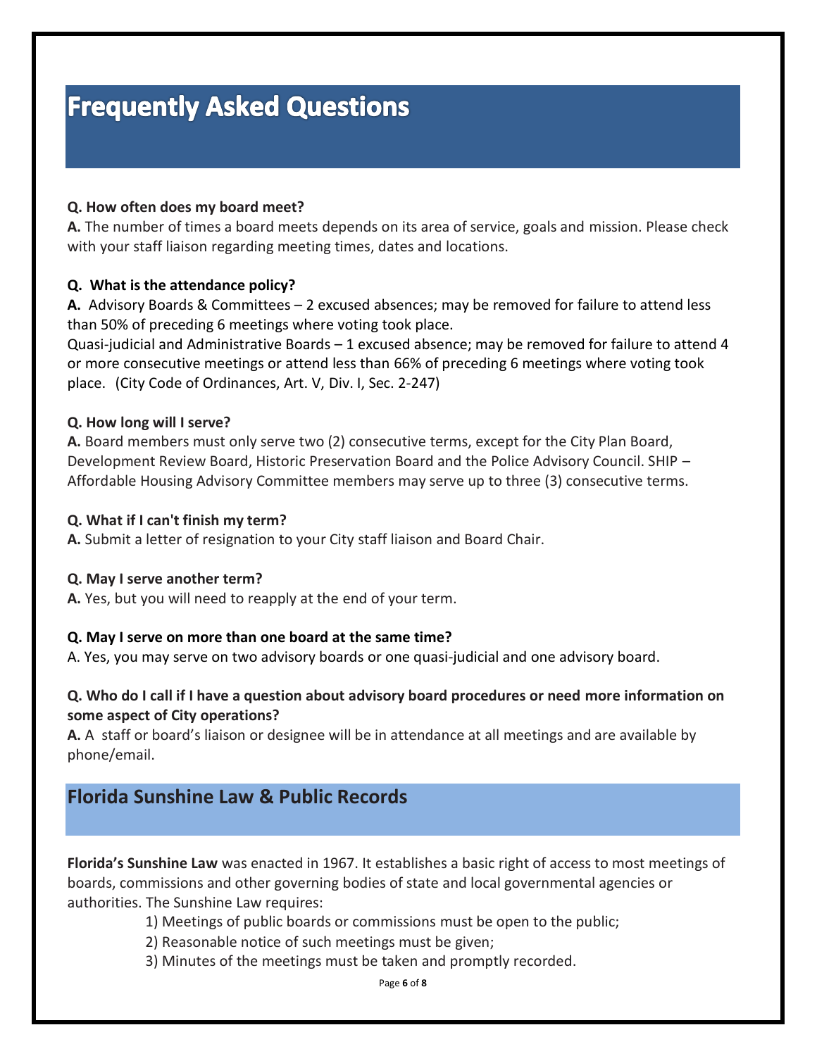# Frequently Asked Questions

**Q. How often does my board meet?**

**A.** The number of times a board meets depends on its area of service, goals and mission. Please check with your staff liaison regarding meeting times, dates and locations.

**Q. What is the attendance policy?**

**A.** Advisory Boards & Committees – 2 excused absences; may be removed for failure to attend less than 50% of preceding 6 meetings where voting took place.

Quasi-judicial and Administrative Boards – 1 excused absence; may be removed for failure to attend 4 or more consecutive meetings or attend less than 66% of preceding 6 meetings where voting took place. (City Code of Ordinances, Art. V, Div. I, Sec. 2-247)

**Q. How long will I serve?**

**A.** Board members must only serve two (2) consecutive terms, except for the City Plan Board, Development Review Board, Historic Preservation Board and the Police Advisory Council. SHIP – Affordable Housing Advisory Committee members may serve up to three (3) consecutive terms.

**Q. What if I can't finish my term?**

**A.** Submit a letter of resignation to your City staff liaison and Board Chair.

**Q. May I serve another term?**

**A.** Yes, but you will need to reapply at the end of your term.

**Q. May I serve on more than one board at the same time?**

A. Yes, you may serve on two advisory boards or one quasi-judicial and one advisory board.

**Q. Who do I call if I have a question about advisory board procedures or need more information on some aspect of City operations?**

**A.** A staff or board's liaison or designee will be in attendance at all meetings and are available by phone/email.

## Florida Sunshine Law & Public Records

**Florida's Sunshine Law** was enacted in 1967. It establishes a basic right of access to most meetings of boards, commissions and other governing bodies of state and local governmental agencies or authorities. The Sunshine Law requires:

1) Meetings of public boards or commissions must be open to the public;
2) Reasonable notice of such meetings must be given;
3) Minutes of the meetings must be taken and promptly recorded.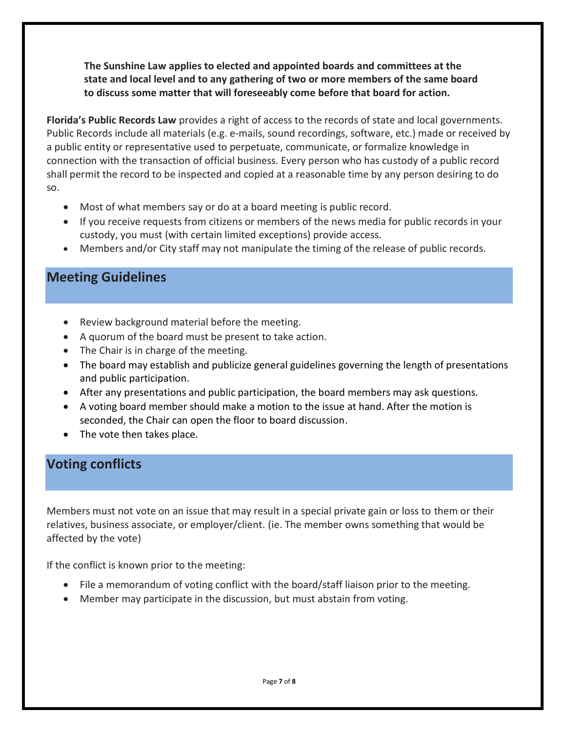**The Sunshine Law applies to elected and appointed boards and committees at the state and local level and to any gathering of two or more members of the same board to discuss some matter that will foreseeably come before that board for action.**

**Florida's Public Records Law** provides a right of access to the records of state and local governments. Public Records include all materials (e.g. e-mails, sound recordings, software, etc.) made or received by a public entity or representative used to perpetuate, communicate, or formalize knowledge in connection with the transaction of official business. Every person who has custody of a public record shall permit the record to be inspected and copied at a reasonable time by any person desiring to do so.

- Most of what members say or do at a board meeting is public record.
- If you receive requests from citizens or members of the news media for public records in your custody, you must (with certain limited exceptions) provide access.
- Members and/or City staff may not manipulate the timing of the release of public records.

## Meeting Guidelines

- Review background material before the meeting.
- A quorum of the board must be present to take action.
- The Chair is in charge of the meeting.
- The board may establish and publicize general guidelines governing the length of presentations and public participation.
- After any presentations and public participation, the board members may ask questions.
- A voting board member should make a motion to the issue at hand. After the motion is seconded, the Chair can open the floor to board discussion.
- The vote then takes place.

## Voting conflicts

Members must not vote on an issue that may result in a special private gain or loss to them or their relatives, business associate, or employer/client. (ie. The member owns something that would be affected by the vote)

If the conflict is known prior to the meeting:

- File a memorandum of voting conflict with the board/staff liaison prior to the meeting.
- Member may participate in the discussion, but must abstain from voting.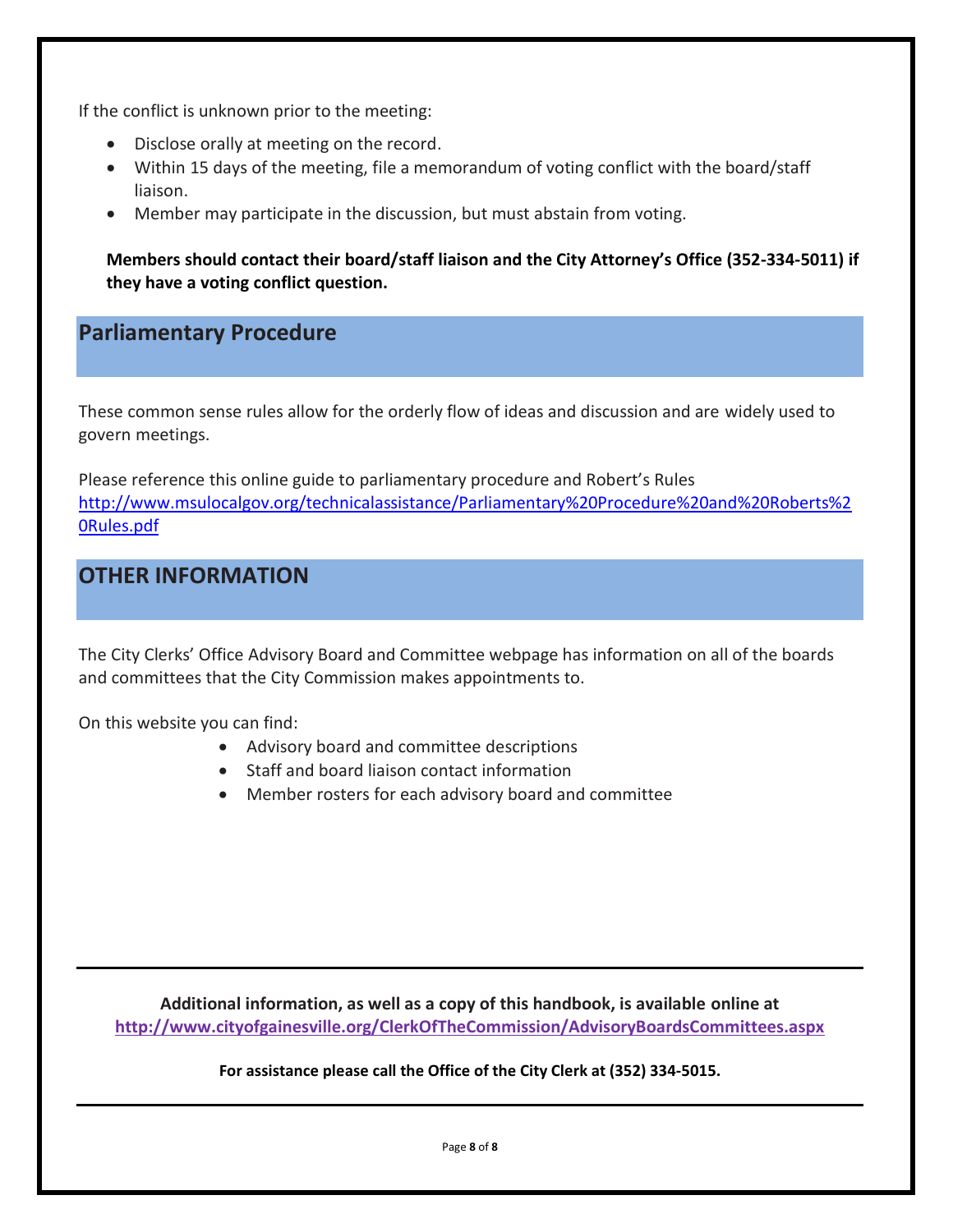If the conflict is unknown prior to the meeting:

- Disclose orally at meeting on the record.
- Within 15 days of the meeting, file a memorandum of voting conflict with the board/staff liaison.
- Member may participate in the discussion, but must abstain from voting.

**Members should contact their board/staff liaison and the City Attorney's Office (352-334-5011) if they have a voting conflict question.**

## Parliamentary Procedure

These common sense rules allow for the orderly flow of ideas and discussion and are widely used to govern meetings.

Please reference this online guide to parliamentary procedure and Robert's Rules http://www.msulocalgov.org/technicalassistance/Parliamentary%20Procedure%20and%20Roberts%20Rules.pdf

## OTHER INFORMATION

The City Clerks' Office Advisory Board and Committee webpage has information on all of the boards and committees that the City Commission makes appointments to.

On this website you can find:

- Advisory board and committee descriptions
- Staff and board liaison contact information
- Member rosters for each advisory board and committee

---

**Additional information, as well as a copy of this handbook, is available online at**
**http://www.cityofgainesville.org/ClerkOfTheCommission/AdvisoryBoardsCommittees.aspx**

**For assistance please call the Office of the City Clerk at (352) 334-5015.**

---